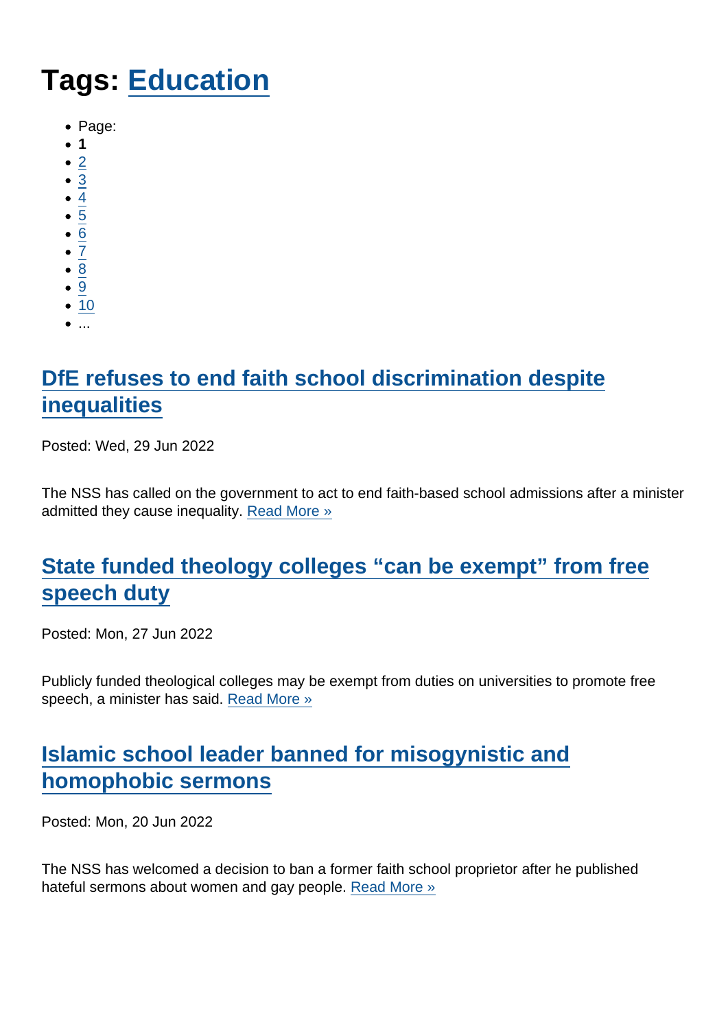# Tags: Education

- Page:
- **1**
- 2
- 3
- 4
- 5
- 6
- 7
- 8
- 9
- 10
- ...

## DfE refuses to end faith school discrimination despite inequalities

Posted: Wed, 29 Jun 2022

The NSS has called on the government to act to end faith-based school admissions after a minister admitted they cause inequality. Read More »

## State funded theology colleges “can be exempt” from free speech duty

Posted: Mon, 27 Jun 2022

Publicly funded theological colleges may be exempt from duties on universities to promote free speech, a minister has said. Read More »

## Islamic school leader banned for misogynistic and homophobic sermons

Posted: Mon, 20 Jun 2022

The NSS has welcomed a decision to ban a former faith school proprietor after he published hateful sermons about women and gay people. Read More »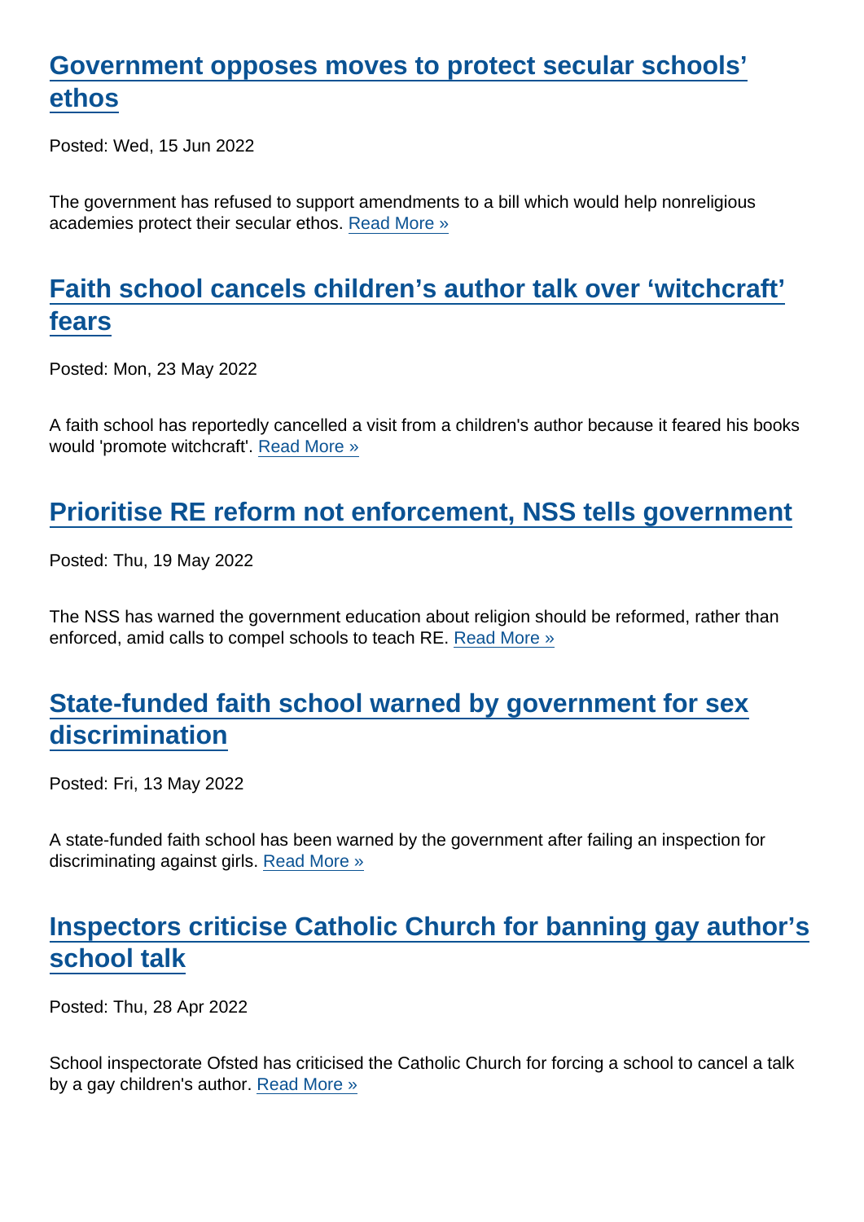## [Government opposes moves to protect secular schools' ethos]

Posted: Wed, 15 Jun 2022

The government has refused to support amendments to a bill which would help nonreligious academies protect their secular ethos. [Read More »]

## [Faith school cancels children's author talk over 'witchcraft' fears]

Posted: Mon, 23 May 2022

A faith school has reportedly cancelled a visit from a children's author because it feared his books would 'promote witchcraft'. [Read More »]

## [Prioritise RE reform not enforcement, NSS tells government]

Posted: Thu, 19 May 2022

The NSS has warned the government education about religion should be reformed, rather than enforced, amid calls to compel schools to teach RE. [Read More »]

## [State-funded faith school warned by government for sex discrimination]

Posted: Fri, 13 May 2022

A state-funded faith school has been warned by the government after failing an inspection for discriminating against girls. [Read More »]

## [Inspectors criticise Catholic Church for banning gay author's school talk]

Posted: Thu, 28 Apr 2022

School inspectorate Ofsted has criticised the Catholic Church for forcing a school to cancel a talk by a gay children's author. [Read More »]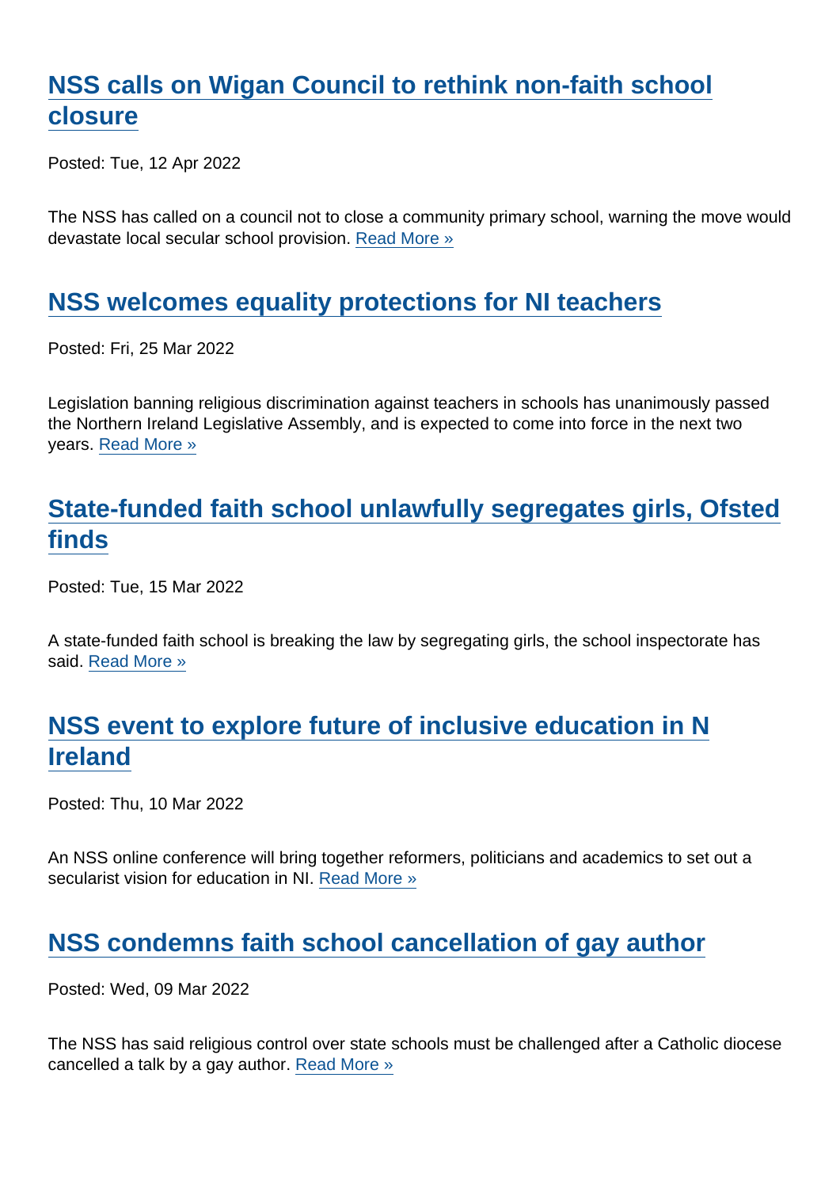## NSS calls on Wigan Council to rethink non-faith school closure

Posted: Tue, 12 Apr 2022

The NSS has called on a council not to close a community primary school, warning the move would devastate local secular school provision. Read More »

## NSS welcomes equality protections for NI teachers

Posted: Fri, 25 Mar 2022

Legislation banning religious discrimination against teachers in schools has unanimously passed the Northern Ireland Legislative Assembly, and is expected to come into force in the next two years. Read More »

## State-funded faith school unlawfully segregates girls, Ofsted finds

Posted: Tue, 15 Mar 2022

A state-funded faith school is breaking the law by segregating girls, the school inspectorate has said. Read More »

## NSS event to explore future of inclusive education in N Ireland

Posted: Thu, 10 Mar 2022

An NSS online conference will bring together reformers, politicians and academics to set out a secularist vision for education in NI. Read More »

## NSS condemns faith school cancellation of gay author

Posted: Wed, 09 Mar 2022

The NSS has said religious control over state schools must be challenged after a Catholic diocese cancelled a talk by a gay author. Read More »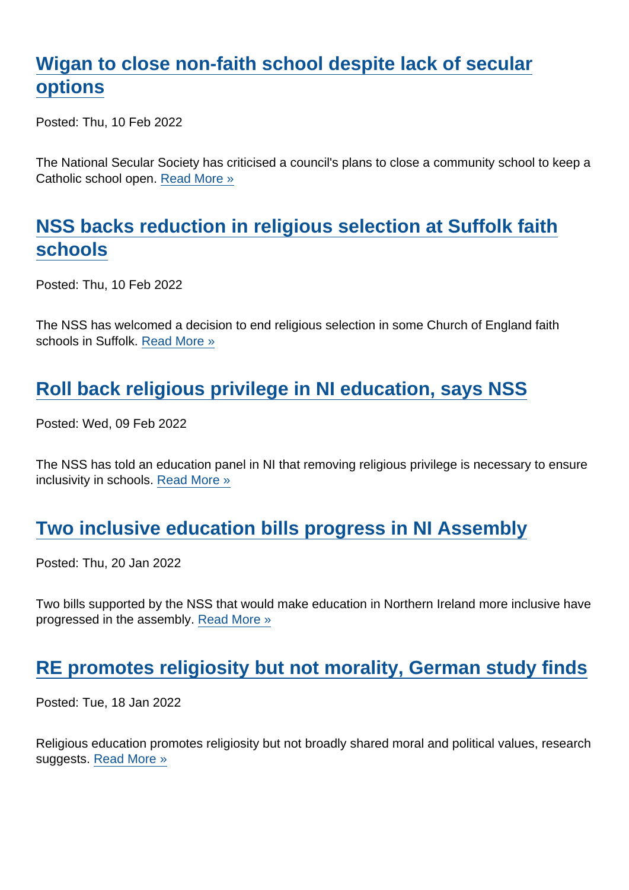## Wigan to close non-faith school despite lack of secular options

Posted: Thu, 10 Feb 2022

The National Secular Society has criticised a council's plans to close a community school to keep a Catholic school open. Read More »

## NSS backs reduction in religious selection at Suffolk faith schools

Posted: Thu, 10 Feb 2022

The NSS has welcomed a decision to end religious selection in some Church of England faith schools in Suffolk. Read More »

## Roll back religious privilege in NI education, says NSS

Posted: Wed, 09 Feb 2022

The NSS has told an education panel in NI that removing religious privilege is necessary to ensure inclusivity in schools. Read More »

## Two inclusive education bills progress in NI Assembly

Posted: Thu, 20 Jan 2022

Two bills supported by the NSS that would make education in Northern Ireland more inclusive have progressed in the assembly. Read More »

## RE promotes religiosity but not morality, German study finds

Posted: Tue, 18 Jan 2022

Religious education promotes religiosity but not broadly shared moral and political values, research suggests. Read More »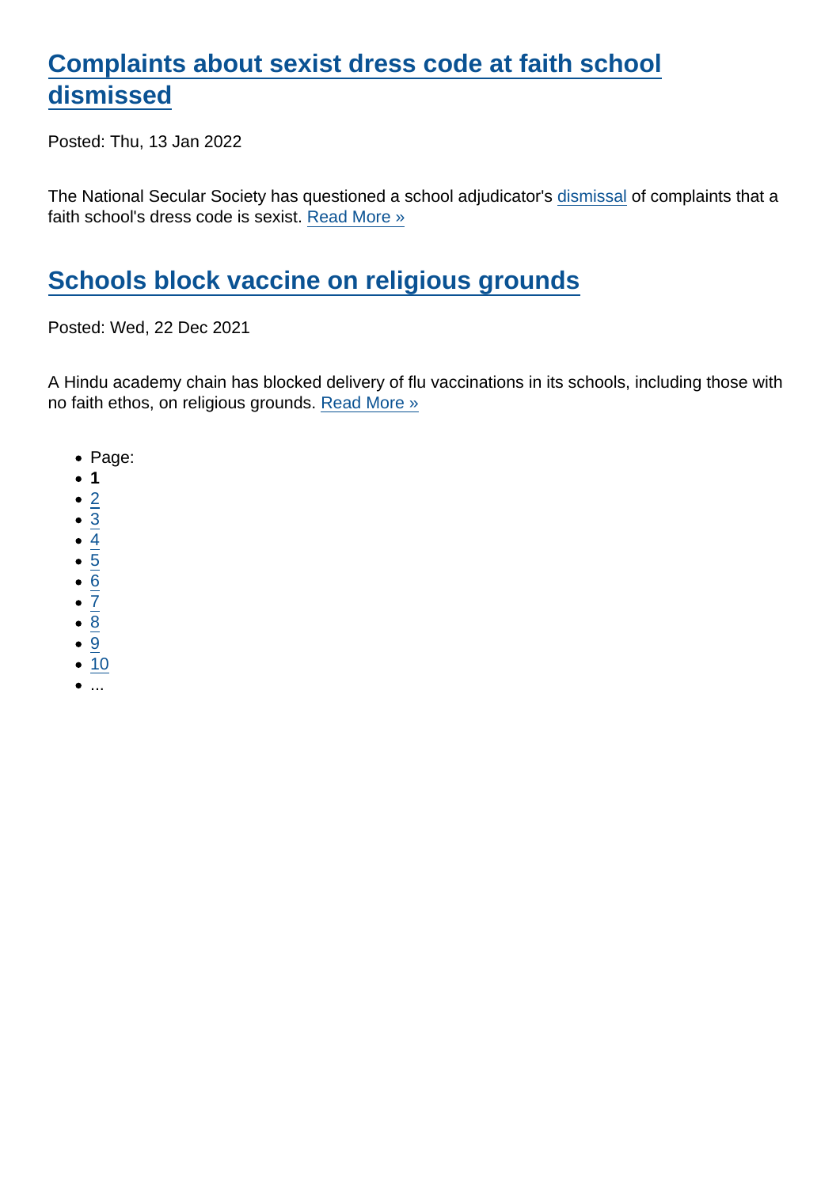## Complaints about sexist dress code at faith school dismissed

Posted: Thu, 13 Jan 2022

The National Secular Society has questioned a school adjudicator's dismissal of complaints that a faith school's dress code is sexist. Read More »

## Schools block vaccine on religious grounds

Posted: Wed, 22 Dec 2021

A Hindu academy chain has blocked delivery of flu vaccinations in its schools, including those with no faith ethos, on religious grounds. Read More »

- Page:
- **1**
- 2
- 3
- 4
- 5
- 6
- 7
- 8
- 9
- 10
- ...